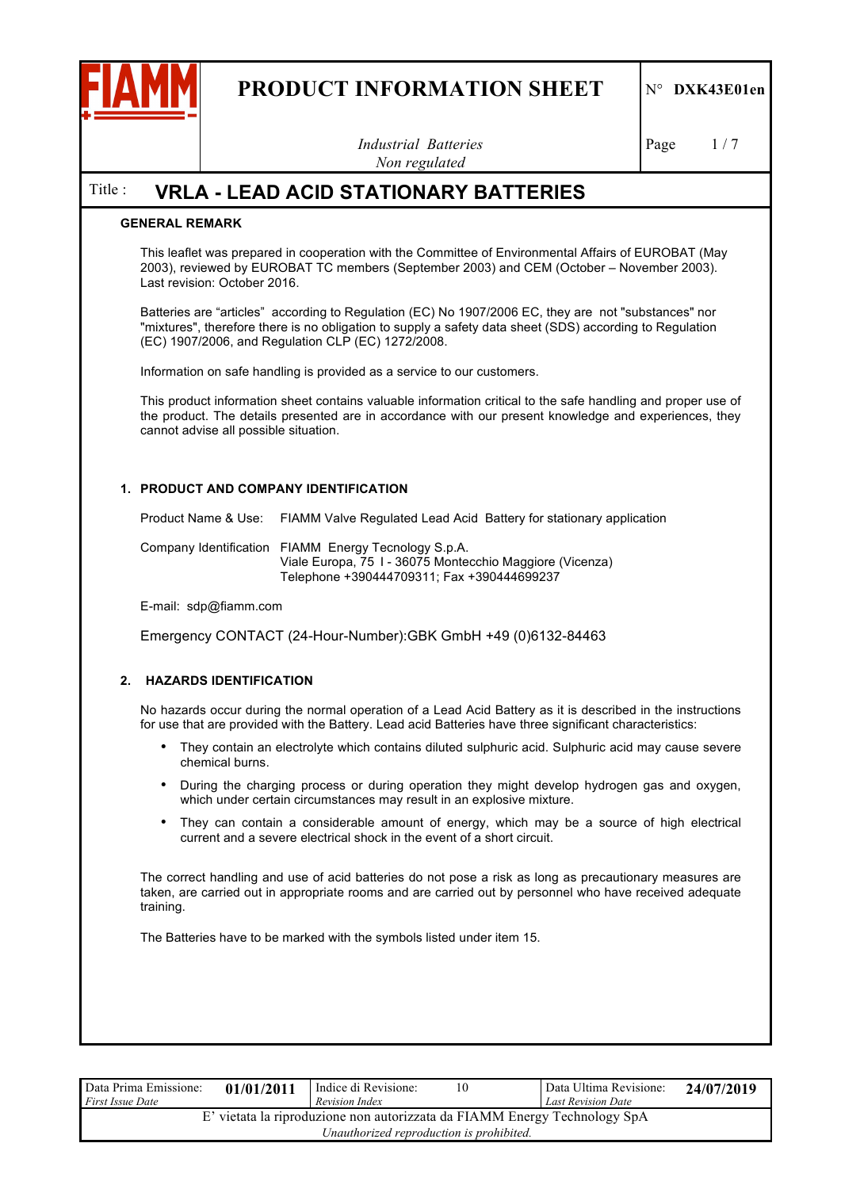# PRODUCT INFORMATION SHEET

N° DXK43E01en

*Industrial Batteries*
*Non regulated*

Title : **VRLA - LEAD ACID STATIONARY BATTERIES**

## GENERAL REMARK

This leaflet was prepared in cooperation with the Committee of Environmental Affairs of EUROBAT (May 2003), reviewed by EUROBAT TC members (September 2003) and CEM (October – November 2003). Last revision: October 2016.

Batteries are "articles" according to Regulation (EC) No 1907/2006 EC, they are not "substances" nor "mixtures", therefore there is no obligation to supply a safety data sheet (SDS) according to Regulation (EC) 1907/2006, and Regulation CLP (EC) 1272/2008.

Information on safe handling is provided as a service to our customers.

This product information sheet contains valuable information critical to the safe handling and proper use of the product. The details presented are in accordance with our present knowledge and experiences, they cannot advise all possible situation.

## 1. PRODUCT AND COMPANY IDENTIFICATION

Product Name & Use: FIAMM Valve Regulated Lead Acid Battery for stationary application

Company Identification FIAMM Energy Tecnology S.p.A.
Viale Europa, 75 I - 36075 Montecchio Maggiore (Vicenza)
Telephone +390444709311; Fax +390444699237

E-mail: sdp@fiamm.com

Emergency CONTACT (24-Hour-Number):GBK GmbH +49 (0)6132-84463

## 2. HAZARDS IDENTIFICATION

No hazards occur during the normal operation of a Lead Acid Battery as it is described in the instructions for use that are provided with the Battery. Lead acid Batteries have three significant characteristics:

- They contain an electrolyte which contains diluted sulphuric acid. Sulphuric acid may cause severe chemical burns.
- During the charging process or during operation they might develop hydrogen gas and oxygen, which under certain circumstances may result in an explosive mixture.
- They can contain a considerable amount of energy, which may be a source of high electrical current and a severe electrical shock in the event of a short circuit.

The correct handling and use of acid batteries do not pose a risk as long as precautionary measures are taken, are carried out in appropriate rooms and are carried out by personnel who have received adequate training.

The Batteries have to be marked with the symbols listed under item 15.

| Data Prima Emissione: *First Issue Date* | 01/01/2011 | Indice di Revisione: *Revision Index* | 10 | Data Ultima Revisione: *Last Revision Date* | 24/07/2019 |
|---|---|---|---|---|---|

E' vietata la riproduzione non autorizzata da FIAMM Energy Technology SpA
*Unauthorized reproduction is prohibited.*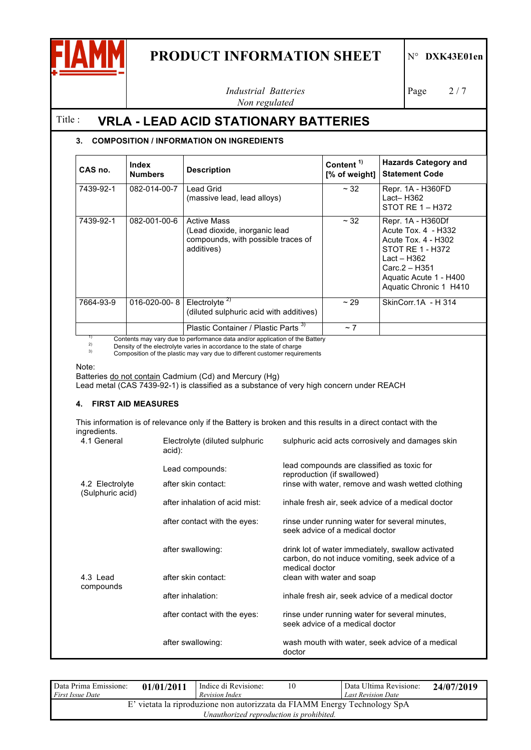## Title : VRLA - LEAD ACID STATIONARY BATTERIES

### 3. COMPOSITION / INFORMATION ON INGREDIENTS

| CAS no. | Index Numbers | Description | Content [1) ] [% of weight] | Hazards Category and Statement Code |
|---|---|---|---|---|
| 7439-92-1 | 082-014-00-7 | Lead Grid<br>(massive lead, lead alloys) | ~ 32 | Repr. 1A - H360FD<br>Lact– H362<br>STOT RE 1 – H372 |
| 7439-92-1 | 082-001-00-6 | Active Mass<br>(Lead dioxide, inorganic lead compounds, with possible traces of additives) | ~ 32 | Repr. 1A - H360Df<br>Acute Tox. 4 - H332<br>Acute Tox. 4 - H302<br>STOT RE 1 - H372<br>Lact – H362<br>Carc.2 – H351<br>Aquatic Acute 1 - H400<br>Aquatic Chronic 1 H410 |
| 7664-93-9 | 016-020-00- 8 | Electrolyte [2)]<br>(diluted sulphuric acid with additives) | ~ 29 | SkinCorr.1A - H 314 |
| | | Plastic Container / Plastic Parts [3)] | ~ 7 | |

1) Contents may vary due to performance data and/or application of the Battery
2) Density of the electrolyte varies in accordance to the state of charge
3) Composition of the plastic may vary due to different customer requirements

Note:
Batteries do not contain Cadmium (Cd) and Mercury (Hg)
Lead metal (CAS 7439-92-1) is classified as a substance of very high concern under REACH

### 4. FIRST AID MEASURES

This information is of relevance only if the Battery is broken and this results in a direct contact with the ingredients.

| | | |
|---|---|---|
| 4.1 General | Electrolyte (diluted sulphuric acid): | sulphuric acid acts corrosively and damages skin |
| | Lead compounds: | lead compounds are classified as toxic for reproduction (if swallowed) |
| 4.2 Electrolyte (Sulphuric acid) | after skin contact: | rinse with water, remove and wash wetted clothing |
| | after inhalation of acid mist: | inhale fresh air, seek advice of a medical doctor |
| | after contact with the eyes: | rinse under running water for several minutes, seek advice of a medical doctor |
| | after swallowing: | drink lot of water immediately, swallow activated carbon, do not induce vomiting, seek advice of a medical doctor |
| 4.3 Lead compounds | after skin contact: | clean with water and soap |
| | after inhalation: | inhale fresh air, seek advice of a medical doctor |
| | after contact with the eyes: | rinse under running water for several minutes, seek advice of a medical doctor |
| | after swallowing: | wash mouth with water, seek advice of a medical doctor |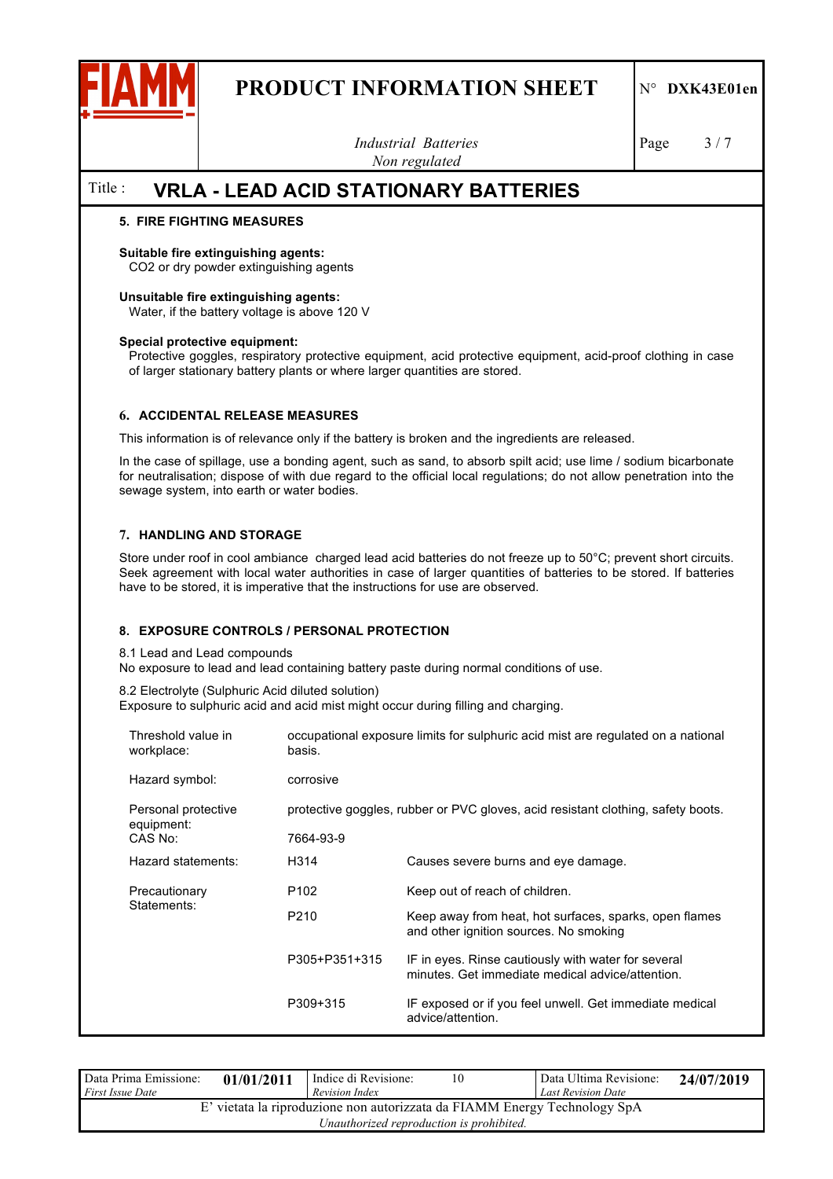Title : **VRLA - LEAD ACID STATIONARY BATTERIES**

## 5. FIRE FIGHTING MEASURES

**Suitable fire extinguishing agents:**
CO2 or dry powder extinguishing agents

**Unsuitable fire extinguishing agents:**
Water, if the battery voltage is above 120 V

**Special protective equipment:**
Protective goggles, respiratory protective equipment, acid protective equipment, acid-proof clothing in case of larger stationary battery plants or where larger quantities are stored.

## 6. ACCIDENTAL RELEASE MEASURES

This information is of relevance only if the battery is broken and the ingredients are released.

In the case of spillage, use a bonding agent, such as sand, to absorb spilt acid; use lime / sodium bicarbonate for neutralisation; dispose of with due regard to the official local regulations; do not allow penetration into the sewage system, into earth or water bodies.

## 7. HANDLING AND STORAGE

Store under roof in cool ambiance charged lead acid batteries do not freeze up to 50°C; prevent short circuits. Seek agreement with local water authorities in case of larger quantities of batteries to be stored. If batteries have to be stored, it is imperative that the instructions for use are observed.

## 8. EXPOSURE CONTROLS / PERSONAL PROTECTION

8.1 Lead and Lead compounds
No exposure to lead and lead containing battery paste during normal conditions of use.

8.2 Electrolyte (Sulphuric Acid diluted solution)
Exposure to sulphuric acid and acid mist might occur during filling and charging.

| | | |
|---|---|---|
| Threshold value in workplace: | occupational exposure limits for sulphuric acid mist are regulated on a national basis. | |
| Hazard symbol: | corrosive | |
| Personal protective equipment: | protective goggles, rubber or PVC gloves, acid resistant clothing, safety boots. | |
| CAS No: | 7664-93-9 | |
| Hazard statements: | H314 | Causes severe burns and eye damage. |
| Precautionary Statements: | P102 | Keep out of reach of children. |
| | P210 | Keep away from heat, hot surfaces, sparks, open flames and other ignition sources. No smoking |
| | P305+P351+315 | IF in eyes. Rinse cautiously with water for several minutes. Get immediate medical advice/attention. |
| | P309+315 | IF exposed or if you feel unwell. Get immediate medical advice/attention. |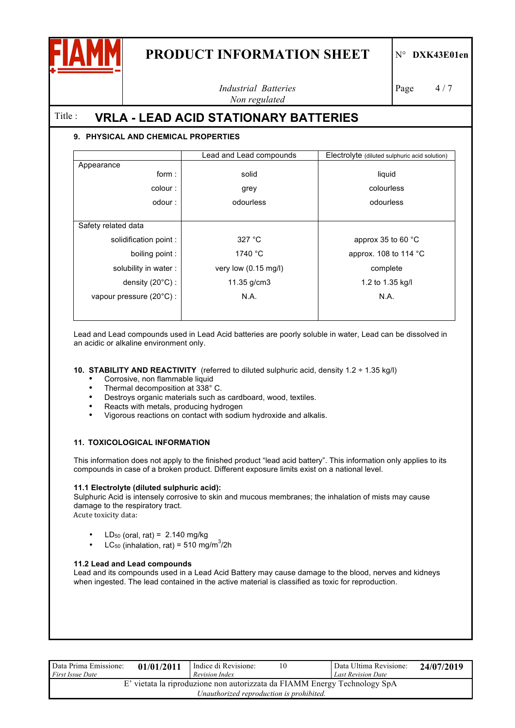## Title : VRLA - LEAD ACID STATIONARY BATTERIES

### 9. PHYSICAL AND CHEMICAL PROPERTIES

| | Lead and Lead compounds | Electrolyte (diluted sulphuric acid solution) |
|---|---|---|
| Appearance | | |
| form : | solid | liquid |
| colour : | grey | colourless |
| odour : | odourless | odourless |
| Safety related data | | |
| solidification point : | 327 °C | approx 35 to 60 °C |
| boiling point : | 1740 °C | approx. 108 to 114 °C |
| solubility in water : | very low (0.15 mg/l) | complete |
| density (20°C) : | 11.35 g/cm3 | 1.2 to 1.35 kg/l |
| vapour pressure (20°C) : | N.A. | N.A. |

Lead and Lead compounds used in Lead Acid batteries are poorly soluble in water, Lead can be dissolved in an acidic or alkaline environment only.

### 10. STABILITY AND REACTIVITY (referred to diluted sulphuric acid, density 1.2 ÷ 1.35 kg/l)

- Corrosive, non flammable liquid
- Thermal decomposition at 338° C.
- Destroys organic materials such as cardboard, wood, textiles.
- Reacts with metals, producing hydrogen
- Vigorous reactions on contact with sodium hydroxide and alkalis.

### 11. TOXICOLOGICAL INFORMATION

This information does not apply to the finished product "lead acid battery". This information only applies to its compounds in case of a broken product. Different exposure limits exist on a national level.

**11.1 Electrolyte (diluted sulphuric acid):**
Sulphuric Acid is intensely corrosive to skin and mucous membranes; the inhalation of mists may cause damage to the respiratory tract.
Acute toxicity data:

- $LD_{50}$ (oral, rat) = 2.140 mg/kg
- $LC_{50}$ (inhalation, rat) = 510 $mg/m^3$/2h

**11.2 Lead and Lead compounds**
Lead and its compounds used in a Lead Acid Battery may cause damage to the blood, nerves and kidneys when ingested. The lead contained in the active material is classified as toxic for reproduction.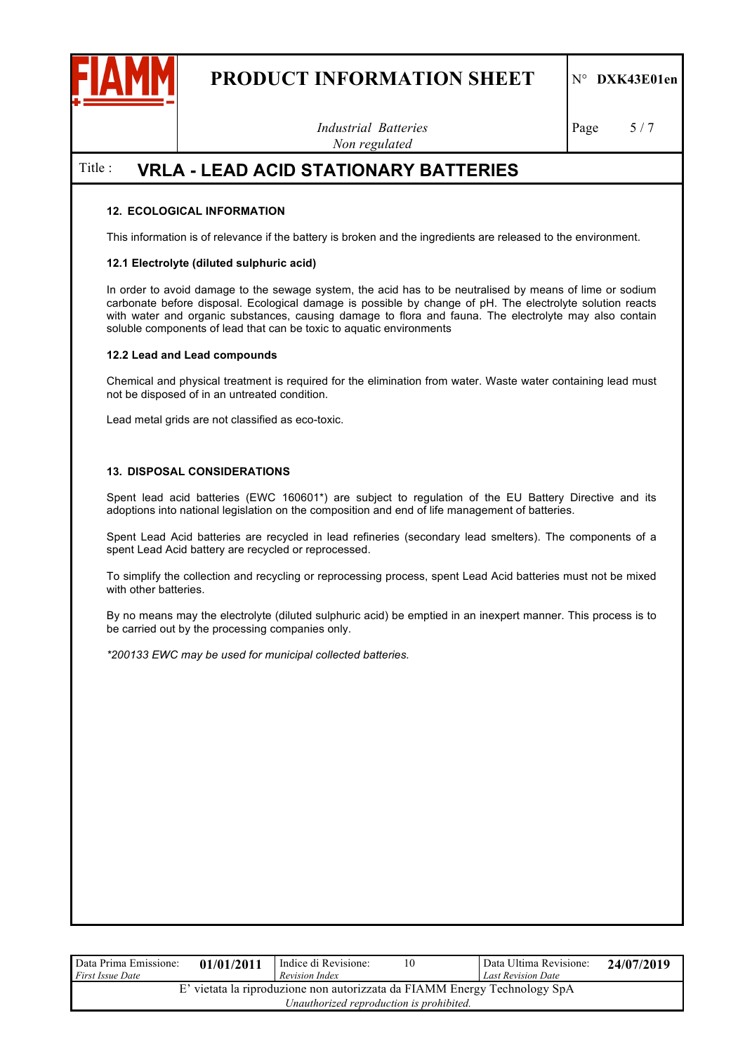## 12. ECOLOGICAL INFORMATION

This information is of relevance if the battery is broken and the ingredients are released to the environment.

### 12.1 Electrolyte (diluted sulphuric acid)

In order to avoid damage to the sewage system, the acid has to be neutralised by means of lime or sodium carbonate before disposal. Ecological damage is possible by change of pH. The electrolyte solution reacts with water and organic substances, causing damage to flora and fauna. The electrolyte may also contain soluble components of lead that can be toxic to aquatic environments

### 12.2 Lead and Lead compounds

Chemical and physical treatment is required for the elimination from water. Waste water containing lead must not be disposed of in an untreated condition.

Lead metal grids are not classified as eco-toxic.

## 13. DISPOSAL CONSIDERATIONS

Spent lead acid batteries (EWC 160601*) are subject to regulation of the EU Battery Directive and its adoptions into national legislation on the composition and end of life management of batteries.

Spent Lead Acid batteries are recycled in lead refineries (secondary lead smelters). The components of a spent Lead Acid battery are recycled or reprocessed.

To simplify the collection and recycling or reprocessing process, spent Lead Acid batteries must not be mixed with other batteries.

By no means may the electrolyte (diluted sulphuric acid) be emptied in an inexpert manner. This process is to be carried out by the processing companies only.

*\*200133 EWC may be used for municipal collected batteries.*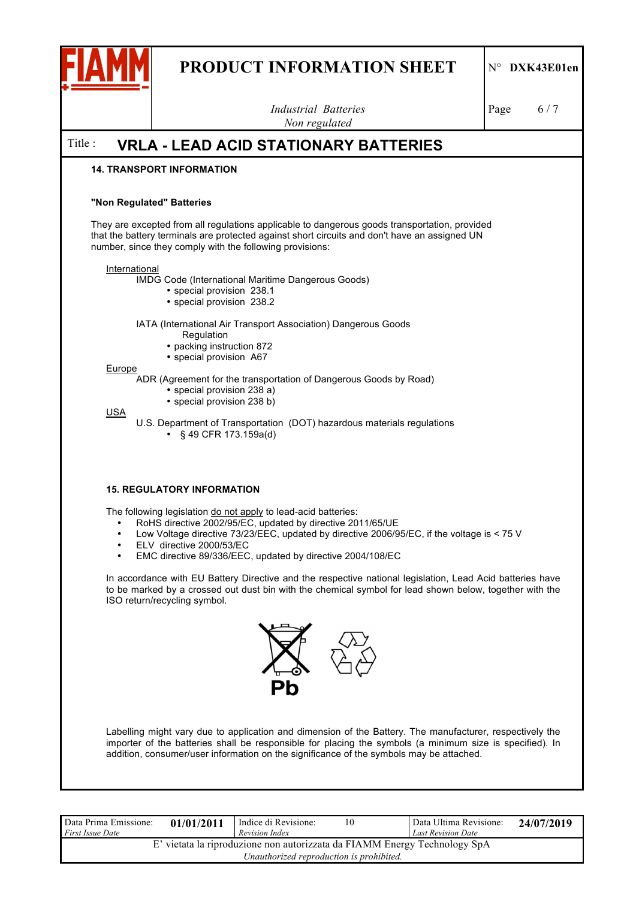## 14. TRANSPORT INFORMATION

### "Non Regulated" Batteries

They are excepted from all regulations applicable to dangerous goods transportation, provided that the battery terminals are protected against short circuits and don't have an assigned UN number, since they comply with the following provisions:

International

IMDG Code (International Maritime Dangerous Goods)
- special provision 238.1
- special provision 238.2

IATA (International Air Transport Association) Dangerous Goods Regulation
- packing instruction 872
- special provision A67

Europe

ADR (Agreement for the transportation of Dangerous Goods by Road)
- special provision 238 a)
- special provision 238 b)

USA

U.S. Department of Transportation (DOT) hazardous materials regulations
- § 49 CFR 173.159a(d)

## 15. REGULATORY INFORMATION

The following legislation do not apply to lead-acid batteries:
- RoHS directive 2002/95/EC, updated by directive 2011/65/UE
- Low Voltage directive 73/23/EEC, updated by directive 2006/95/EC, if the voltage is < 75 V
- ELV directive 2000/53/EC
- EMC directive 89/336/EEC, updated by directive 2004/108/EC

In accordance with EU Battery Directive and the respective national legislation, Lead Acid batteries have to be marked by a crossed out dust bin with the chemical symbol for lead shown below, together with the ISO return/recycling symbol.

Pb

Labelling might vary due to application and dimension of the Battery. The manufacturer, respectively the importer of the batteries shall be responsible for placing the symbols (a minimum size is specified). In addition, consumer/user information on the significance of the symbols may be attached.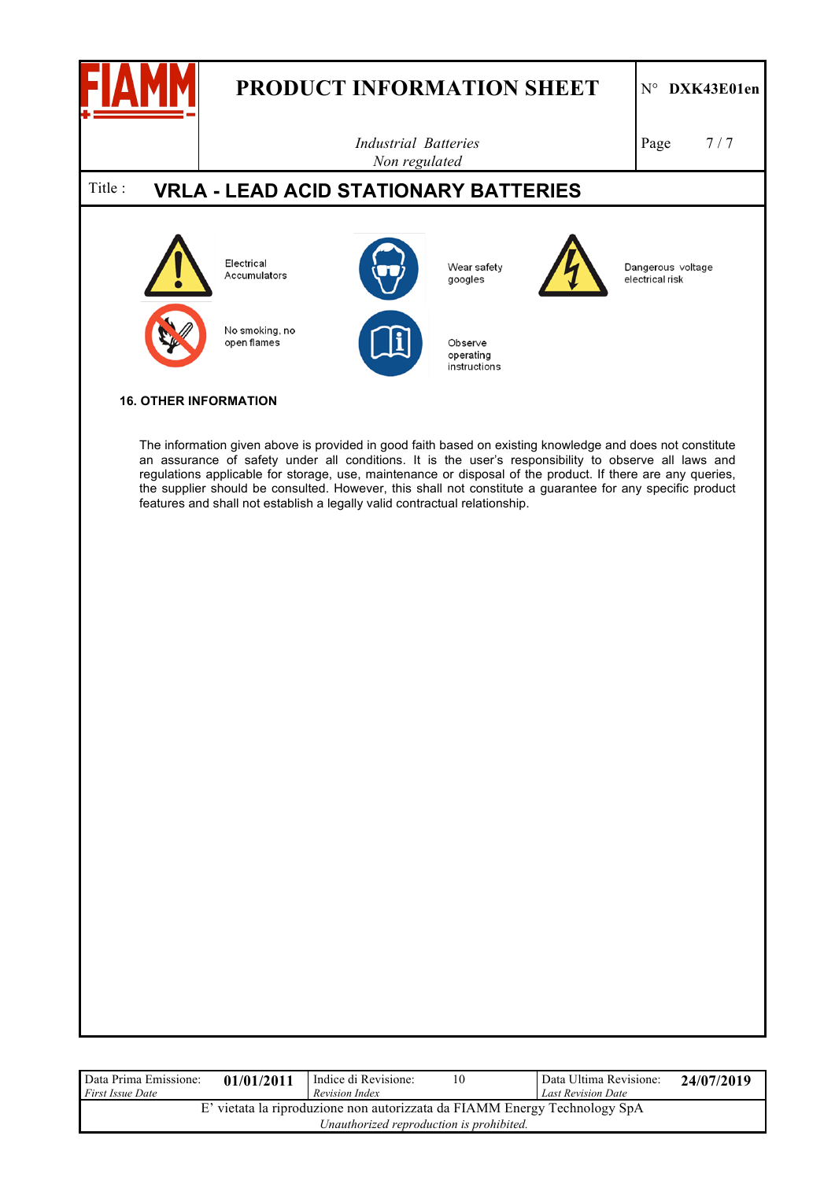Electrical Accumulators

Wear safety googles

Dangerous voltage electrical risk

No smoking, no open flames

Observe operating instructions

### 16. OTHER INFORMATION

The information given above is provided in good faith based on existing knowledge and does not constitute an assurance of safety under all conditions. It is the user's responsibility to observe all laws and regulations applicable for storage, use, maintenance or disposal of the product. If there are any queries, the supplier should be consulted. However, this shall not constitute a guarantee for any specific product features and shall not establish a legally valid contractual relationship.